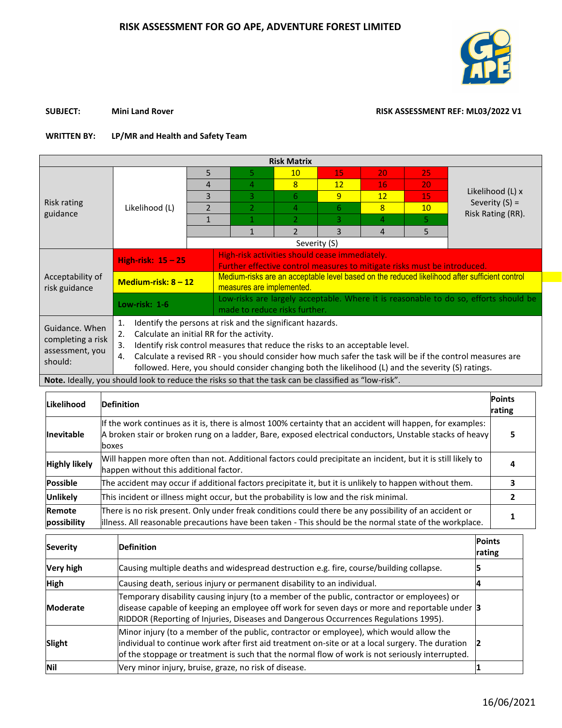# RISK ASSESSMENT FOR GO APE, ADVENTURE FOREST LIMITED

**SUBJECT:** Mini Land Rover

**RISK ASSESSMENT REF: ML03/2022 V1**

**WRITTEN BY:** LP/MR and Health and Safety Team

| Risk Matrix | | | | | | | | |
|---|---|---|---|---|---|---|---|---|
| Risk rating guidance | Likelihood (L) | 5 | 5 | 10 | 15 | 20 | 25 | Likelihood (L) x Severity (S) = Risk Rating (RR). |
| | | 4 | 4 | 8 | 12 | 16 | 20 | |
| | | 3 | 3 | 6 | 9 | 12 | 15 | |
| | | 2 | 2 | 4 | 6 | 8 | 10 | |
| | | 1 | 1 | 2 | 3 | 4 | 5 | |
| | | | 1 | 2 | 3 | 4 | 5 | |
| | | Severity (S) | | | | | | |

| Acceptability of risk guidance | | |
|---|---|---|
| | **High-risk: 15 – 25** | High-risk activities should cease immediately. Further effective control measures to mitigate risks must be introduced. |
| | **Medium-risk: 8 – 12** | Medium-risks are an acceptable level based on the reduced likelihood after sufficient control measures are implemented. |
| | **Low-risk: 1-6** | Low-risks are largely acceptable. Where it is reasonable to do so, efforts should be made to reduce risks further. |

Guidance. When completing a risk assessment, you should:

1. Identify the persons at risk and the significant hazards.
2. Calculate an initial RR for the activity.
3. Identify risk control measures that reduce the risks to an acceptable level.
4. Calculate a revised RR - you should consider how much safer the task will be if the control measures are followed. Here, you should consider changing both the likelihood (L) and the severity (S) ratings.

**Note.** Ideally, you should look to reduce the risks so that the task can be classified as "low-risk".

| Likelihood | Definition | Points rating |
|---|---|---|
| Inevitable | If the work continues as it is, there is almost 100% certainty that an accident will happen, for examples: A broken stair or broken rung on a ladder, Bare, exposed electrical conductors, Unstable stacks of heavy boxes | 5 |
| Highly likely | Will happen more often than not. Additional factors could precipitate an incident, but it is still likely to happen without this additional factor. | 4 |
| Possible | The accident may occur if additional factors precipitate it, but it is unlikely to happen without them. | 3 |
| Unlikely | This incident or illness might occur, but the probability is low and the risk minimal. | 2 |
| Remote possibility | There is no risk present. Only under freak conditions could there be any possibility of an accident or illness. All reasonable precautions have been taken - This should be the normal state of the workplace. | 1 |

| Severity | Definition | Points rating |
|---|---|---|
| Very high | Causing multiple deaths and widespread destruction e.g. fire, course/building collapse. | 5 |
| High | Causing death, serious injury or permanent disability to an individual. | 4 |
| Moderate | Temporary disability causing injury (to a member of the public, contractor or employees) or disease capable of keeping an employee off work for seven days or more and reportable under RIDDOR (Reporting of Injuries, Diseases and Dangerous Occurrences Regulations 1995). | 3 |
| Slight | Minor injury (to a member of the public, contractor or employee), which would allow the individual to continue work after first aid treatment on-site or at a local surgery. The duration of the stoppage or treatment is such that the normal flow of work is not seriously interrupted. | 2 |
| Nil | Very minor injury, bruise, graze, no risk of disease. | 1 |

16/06/2021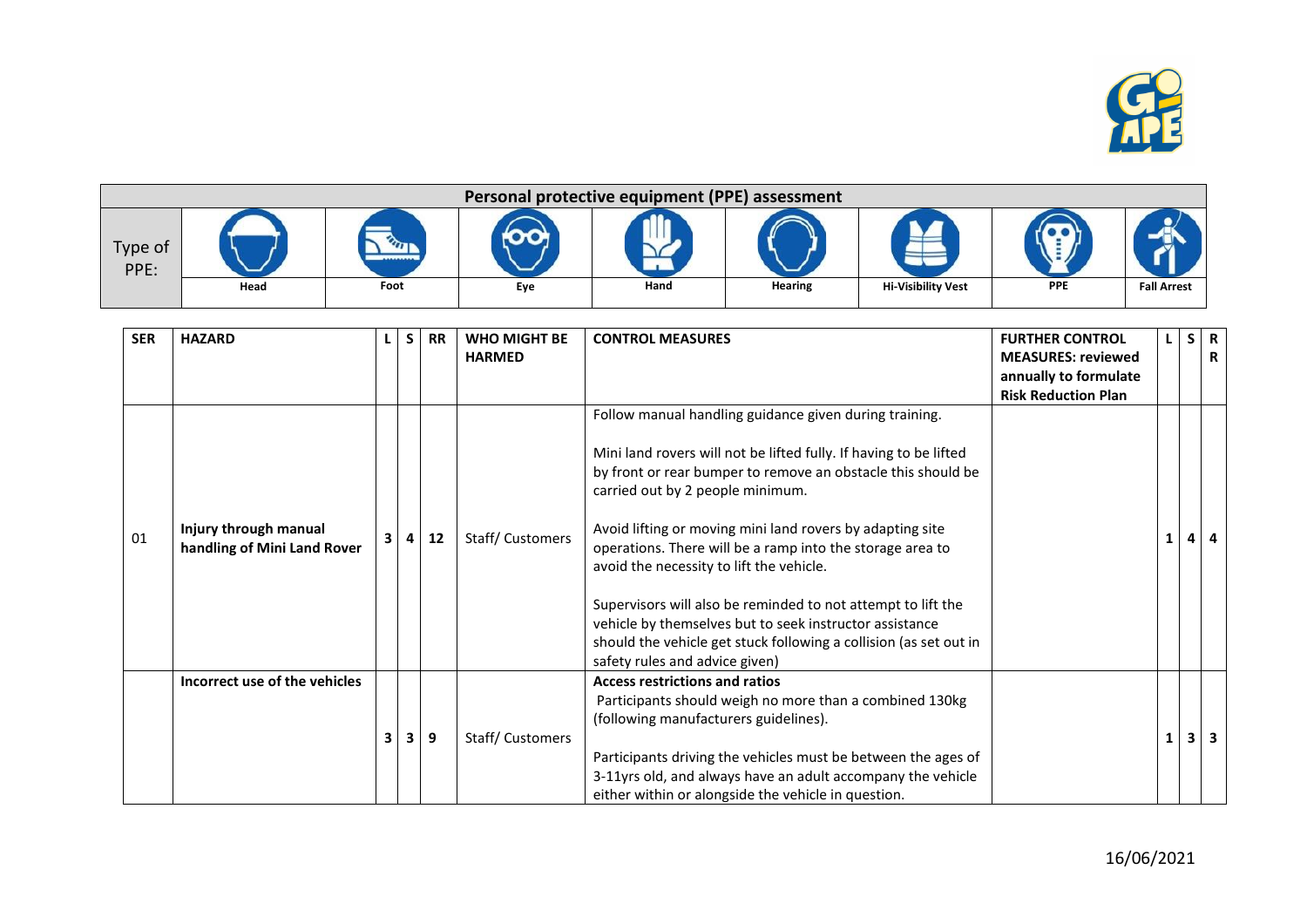| Personal protective equipment (PPE) assessment | | | | | | | | |
|---|---|---|---|---|---|---|---|---|
| Type of PPE: | Head | Foot | Eye | Hand | Hearing | Hi-Visibility Vest | PPE | Fall Arrest |

| SER | HAZARD | L | S | RR | WHO MIGHT BE HARMED | CONTROL MEASURES | FURTHER CONTROL MEASURES: reviewed annually to formulate Risk Reduction Plan | L | S | RR |
|---|---|---|---|---|---|---|---|---|---|---|
| 01 | **Injury through manual handling of Mini Land Rover** | 3 | 4 | 12 | Staff/ Customers | Follow manual handling guidance given during training.<br><br>Mini land rovers will not be lifted fully. If having to be lifted by front or rear bumper to remove an obstacle this should be carried out by 2 people minimum.<br><br>Avoid lifting or moving mini land rovers by adapting site operations. There will be a ramp into the storage area to avoid the necessity to lift the vehicle.<br><br>Supervisors will also be reminded to not attempt to lift the vehicle by themselves but to seek instructor assistance should the vehicle get stuck following a collision (as set out in safety rules and advice given) | | 1 | 4 | 4 |
| | **Incorrect use of the vehicles** | 3 | 3 | 9 | Staff/ Customers | **Access restrictions and ratios**<br>Participants should weigh no more than a combined 130kg (following manufacturers guidelines).<br><br>Participants driving the vehicles must be between the ages of 3-11yrs old, and always have an adult accompany the vehicle either within or alongside the vehicle in question. | | 1 | 3 | 3 |

16/06/2021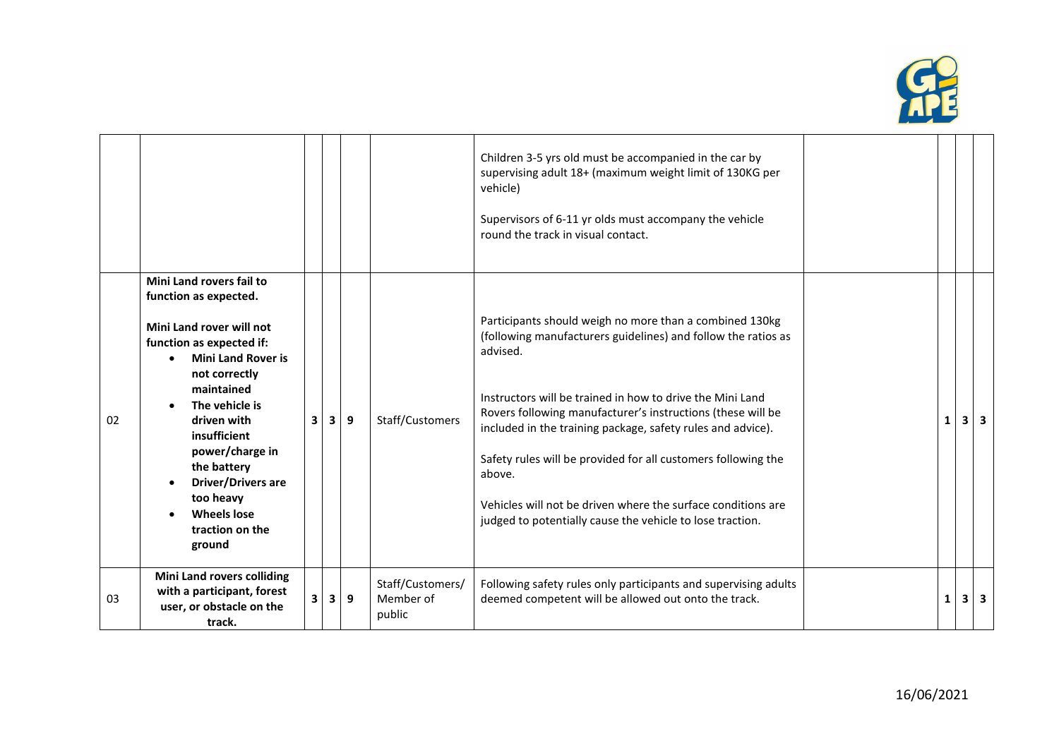| | | | | | | | | | | |
|---|---|---|---|---|---|---|---|---|---|---|
| | | | | | | Children 3-5 yrs old must be accompanied in the car by supervising adult 18+ (maximum weight limit of 130KG per vehicle)<br><br>Supervisors of 6-11 yr olds must accompany the vehicle round the track in visual contact. | | | | |
| 02 | **Mini Land rovers fail to function as expected.**<br><br>**Mini Land rover will not function as expected if:**<br>• **Mini Land Rover is not correctly maintained**<br>• **The vehicle is driven with insufficient power/charge in the battery**<br>• **Driver/Drivers are too heavy**<br>• **Wheels lose traction on the ground** | **3** | **3** | **9** | Staff/Customers | Participants should weigh no more than a combined 130kg (following manufacturers guidelines) and follow the ratios as advised.<br><br>Instructors will be trained in how to drive the Mini Land Rovers following manufacturer's instructions (these will be included in the training package, safety rules and advice).<br><br>Safety rules will be provided for all customers following the above.<br><br>Vehicles will not be driven where the surface conditions are judged to potentially cause the vehicle to lose traction. | | **1** | **3** | **3** |
| 03 | **Mini Land rovers colliding with a participant, forest user, or obstacle on the track.** | **3** | **3** | **9** | Staff/Customers/ Member of public | Following safety rules only participants and supervising adults deemed competent will be allowed out onto the track. | | **1** | **3** | **3** |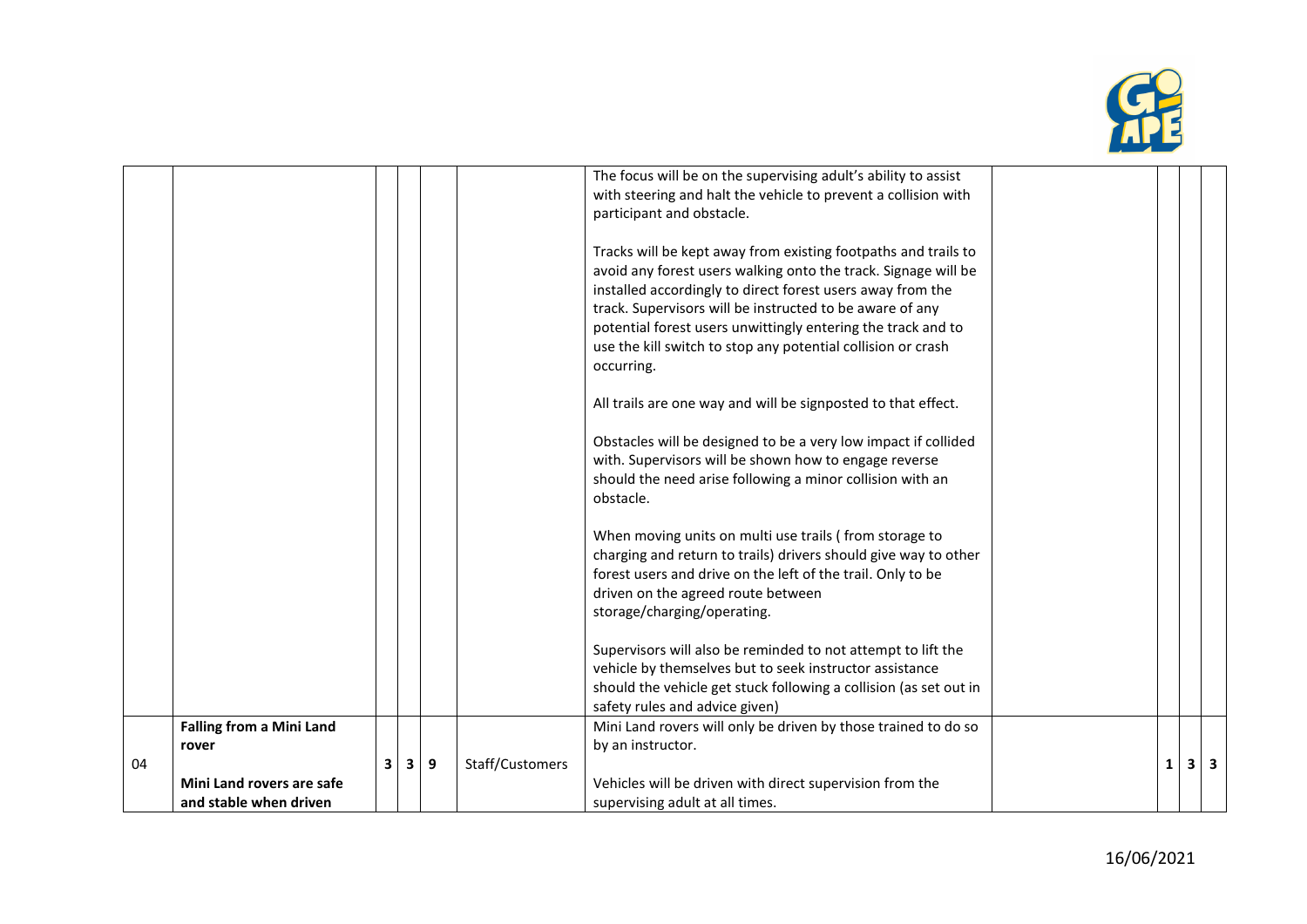| | | | | | | | | | | |
|---|---|---|---|---|---|---|---|---|---|---|
| | | | | | | The focus will be on the supervising adult's ability to assist with steering and halt the vehicle to prevent a collision with participant and obstacle.<br><br>Tracks will be kept away from existing footpaths and trails to avoid any forest users walking onto the track. Signage will be installed accordingly to direct forest users away from the track. Supervisors will be instructed to be aware of any potential forest users unwittingly entering the track and to use the kill switch to stop any potential collision or crash occurring.<br><br>All trails are one way and will be signposted to that effect.<br><br>Obstacles will be designed to be a very low impact if collided with. Supervisors will be shown how to engage reverse should the need arise following a minor collision with an obstacle.<br><br>When moving units on multi use trails ( from storage to charging and return to trails) drivers should give way to other forest users and drive on the left of the trail. Only to be driven on the agreed route between storage/charging/operating.<br><br>Supervisors will also be reminded to not attempt to lift the vehicle by themselves but to seek instructor assistance should the vehicle get stuck following a collision (as set out in safety rules and advice given) | | | | |
| 04 | **Falling from a Mini Land rover**<br><br>**Mini Land rovers are safe and stable when driven** | 3 | 3 | 9 | Staff/Customers | Mini Land rovers will only be driven by those trained to do so by an instructor.<br><br>Vehicles will be driven with direct supervision from the supervising adult at all times. | | 1 | 3 | 3 |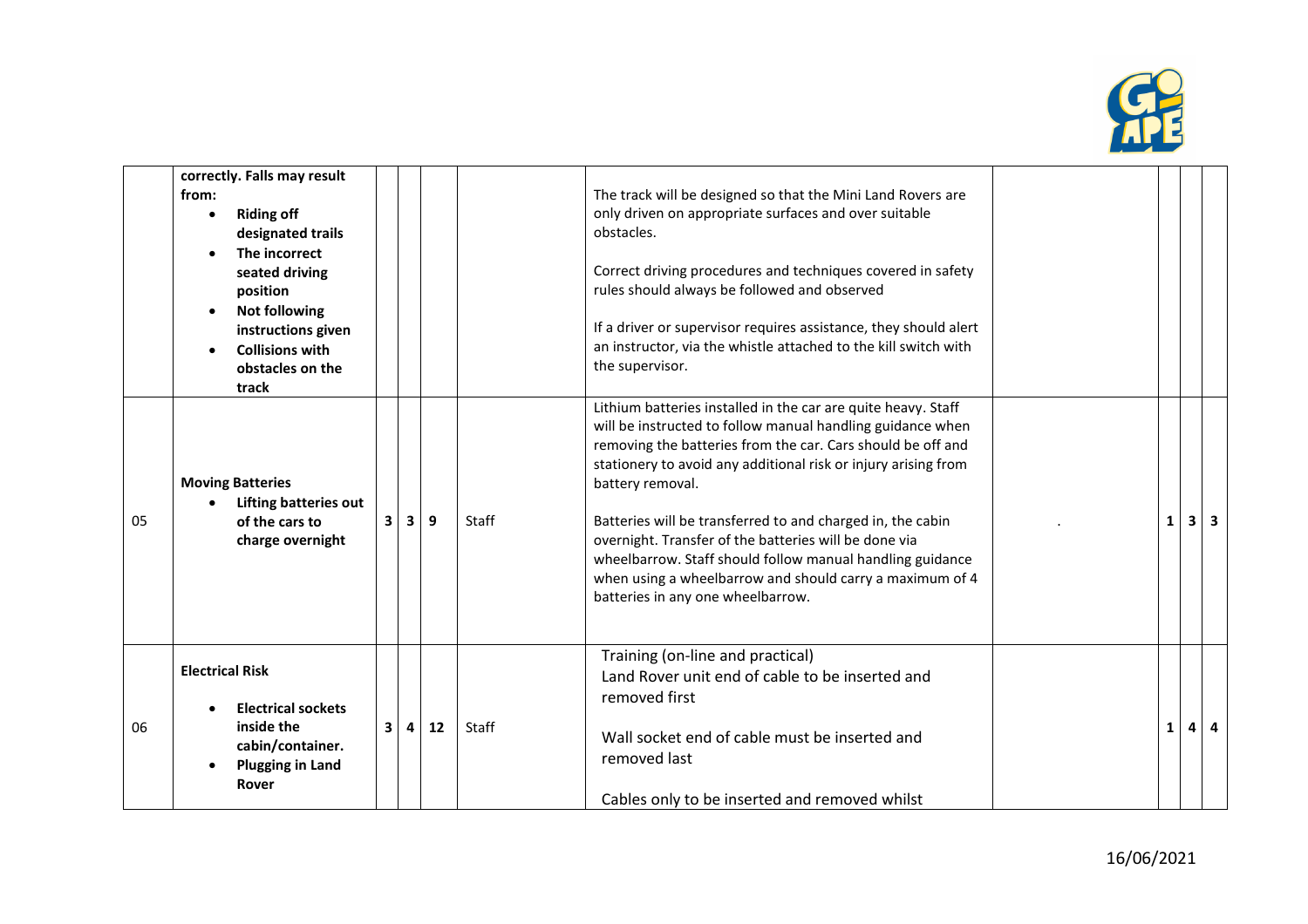| | | | | | | | | | | |
|---|---|---|---|---|---|---|---|---|---|---|
| | **correctly. Falls may result from:**<br>• **Riding off designated trails**<br>• **The incorrect seated driving position**<br>• **Not following instructions given**<br>• **Collisions with obstacles on the track** | | | | | The track will be designed so that the Mini Land Rovers are only driven on appropriate surfaces and over suitable obstacles.<br><br>Correct driving procedures and techniques covered in safety rules should always be followed and observed<br><br>If a driver or supervisor requires assistance, they should alert an instructor, via the whistle attached to the kill switch with the supervisor. | | | | |
| 05 | **Moving Batteries**<br>• **Lifting batteries out of the cars to charge overnight** | **3** | **3** | **9** | Staff | Lithium batteries installed in the car are quite heavy. Staff will be instructed to follow manual handling guidance when removing the batteries from the car. Cars should be off and stationery to avoid any additional risk or injury arising from battery removal.<br><br>Batteries will be transferred to and charged in, the cabin overnight. Transfer of the batteries will be done via wheelbarrow. Staff should follow manual handling guidance when using a wheelbarrow and should carry a maximum of 4 batteries in any one wheelbarrow. | . | **1** | **3** | **3** |
| 06 | **Electrical Risk**<br>• **Electrical sockets inside the cabin/container.**<br>• **Plugging in Land Rover** | **3** | **4** | **12** | Staff | Training (on-line and practical)<br>Land Rover unit end of cable to be inserted and removed first<br><br>Wall socket end of cable must be inserted and removed last<br><br>Cables only to be inserted and removed whilst | | **1** | **4** | **4** |

16/06/2021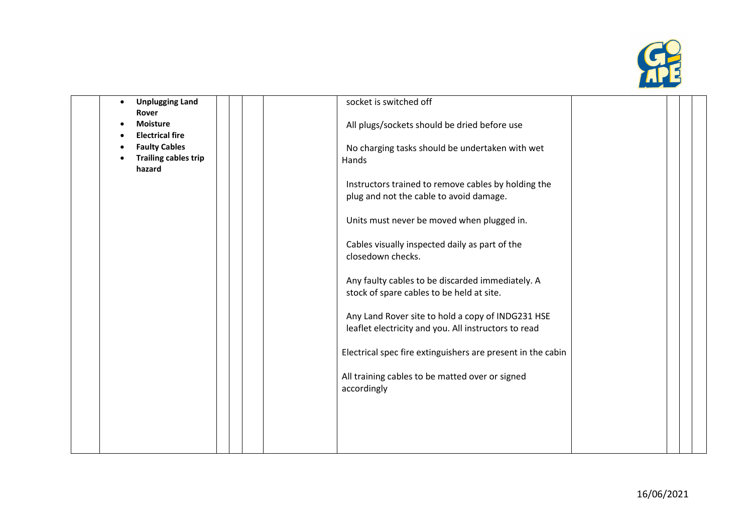| | | | | | | | | | |
|---|---|---|---|---|---|---|---|---|---|
| | • **Unplugging Land Rover**<br>• **Moisture**<br>• **Electrical fire**<br>• **Faulty Cables**<br>• **Trailing cables trip hazard** | | | | socket is switched off<br><br>All plugs/sockets should be dried before use<br><br>No charging tasks should be undertaken with wet Hands<br><br>Instructors trained to remove cables by holding the plug and not the cable to avoid damage.<br><br>Units must never be moved when plugged in.<br><br>Cables visually inspected daily as part of the closedown checks.<br><br>Any faulty cables to be discarded immediately. A stock of spare cables to be held at site.<br><br>Any Land Rover site to hold a copy of INDG231 HSE leaflet electricity and you. All instructors to read<br><br>Electrical spec fire extinguishers are present in the cabin<br><br>All training cables to be matted over or signed accordingly | | | | |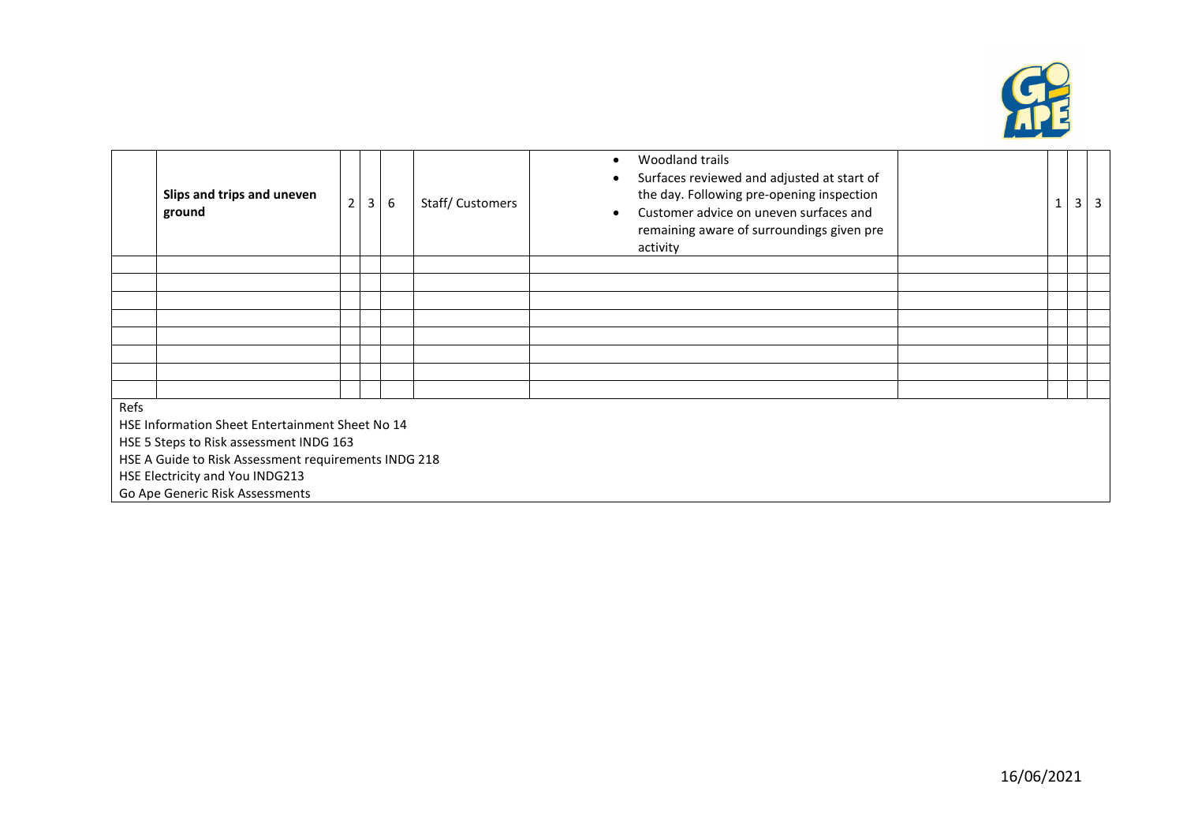| | | | | | | | | | | |
|---|---|---|---|---|---|---|---|---|---|---|
| | **Slips and trips and uneven ground** | 2 | 3 | 6 | Staff/ Customers | • Woodland trails<br>• Surfaces reviewed and adjusted at start of the day. Following pre-opening inspection<br>• Customer advice on uneven surfaces and remaining aware of surroundings given pre activity | | 1 | 3 | 3 |
| | | | | | | | | | | |
| | | | | | | | | | | |
| | | | | | | | | | | |
| | | | | | | | | | | |
| | | | | | | | | | | |
| | | | | | | | | | | |
| | | | | | | | | | | |
| | | | | | | | | | | |

Refs
HSE Information Sheet Entertainment Sheet No 14
HSE 5 Steps to Risk assessment INDG 163
HSE A Guide to Risk Assessment requirements INDG 218
HSE Electricity and You INDG213
Go Ape Generic Risk Assessments